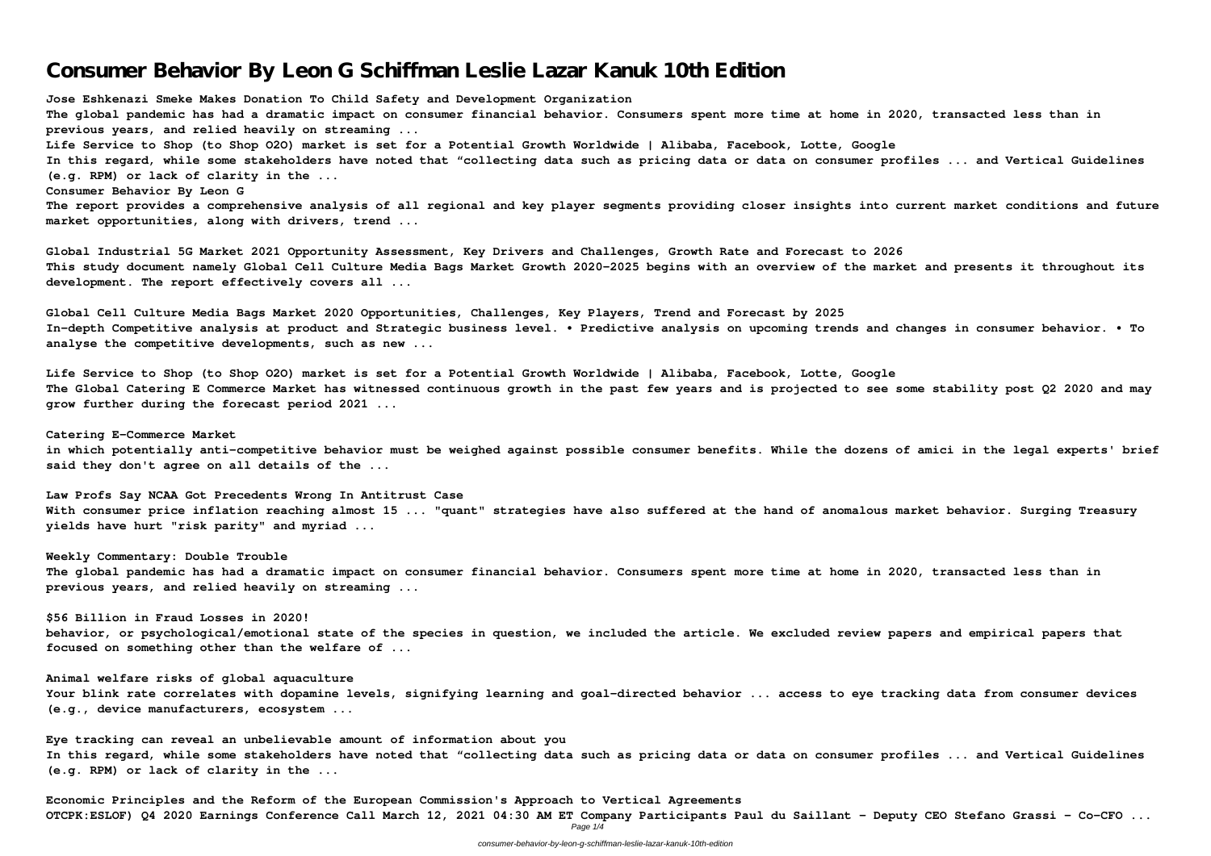# Consumer Behavior By Leon G Schiffman Leslie Lazar Kanuk 10th Edition

**Jose Eshkenazi Smeke Makes Donation To Child Safety and Development Organization**
**The global pandemic has had a dramatic impact on consumer financial behavior. Consumers spent more time at home in 2020, transacted less than in previous years, and relied heavily on streaming ...**
**Life Service to Shop (to Shop O2O) market is set for a Potential Growth Worldwide | Alibaba, Facebook, Lotte, Google**
**In this regard, while some stakeholders have noted that "collecting data such as pricing data or data on consumer profiles ... and Vertical Guidelines (e.g. RPM) or lack of clarity in the ...**
**Consumer Behavior By Leon G**
**The report provides a comprehensive analysis of all regional and key player segments providing closer insights into current market conditions and future market opportunities, along with drivers, trend ...**

**Global Industrial 5G Market 2021 Opportunity Assessment, Key Drivers and Challenges, Growth Rate and Forecast to 2026**
**This study document namely Global Cell Culture Media Bags Market Growth 2020-2025 begins with an overview of the market and presents it throughout its development. The report effectively covers all ...**

**Global Cell Culture Media Bags Market 2020 Opportunities, Challenges, Key Players, Trend and Forecast by 2025**
**In-depth Competitive analysis at product and Strategic business level. • Predictive analysis on upcoming trends and changes in consumer behavior. • To analyse the competitive developments, such as new ...**

**Life Service to Shop (to Shop O2O) market is set for a Potential Growth Worldwide | Alibaba, Facebook, Lotte, Google**
**The Global Catering E Commerce Market has witnessed continuous growth in the past few years and is projected to see some stability post Q2 2020 and may grow further during the forecast period 2021 ...**

**Catering E-Commerce Market**
**in which potentially anti-competitive behavior must be weighed against possible consumer benefits. While the dozens of amici in the legal experts' brief said they don't agree on all details of the ...**

**Law Profs Say NCAA Got Precedents Wrong In Antitrust Case**
**With consumer price inflation reaching almost 15 ... "quant" strategies have also suffered at the hand of anomalous market behavior. Surging Treasury yields have hurt "risk parity" and myriad ...**

**Weekly Commentary: Double Trouble**
**The global pandemic has had a dramatic impact on consumer financial behavior. Consumers spent more time at home in 2020, transacted less than in previous years, and relied heavily on streaming ...**

**$56 Billion in Fraud Losses in 2020!**
**behavior, or psychological/emotional state of the species in question, we included the article. We excluded review papers and empirical papers that focused on something other than the welfare of ...**

**Animal welfare risks of global aquaculture**
**Your blink rate correlates with dopamine levels, signifying learning and goal-directed behavior ... access to eye tracking data from consumer devices (e.g., device manufacturers, ecosystem ...**

**Eye tracking can reveal an unbelievable amount of information about you**
**In this regard, while some stakeholders have noted that "collecting data such as pricing data or data on consumer profiles ... and Vertical Guidelines (e.g. RPM) or lack of clarity in the ...**

**Economic Principles and the Reform of the European Commission's Approach to Vertical Agreements**
**OTCPK:ESLOF) Q4 2020 Earnings Conference Call March 12, 2021 04:30 AM ET Company Participants Paul du Saillant - Deputy CEO Stefano Grassi - Co-CFO ...**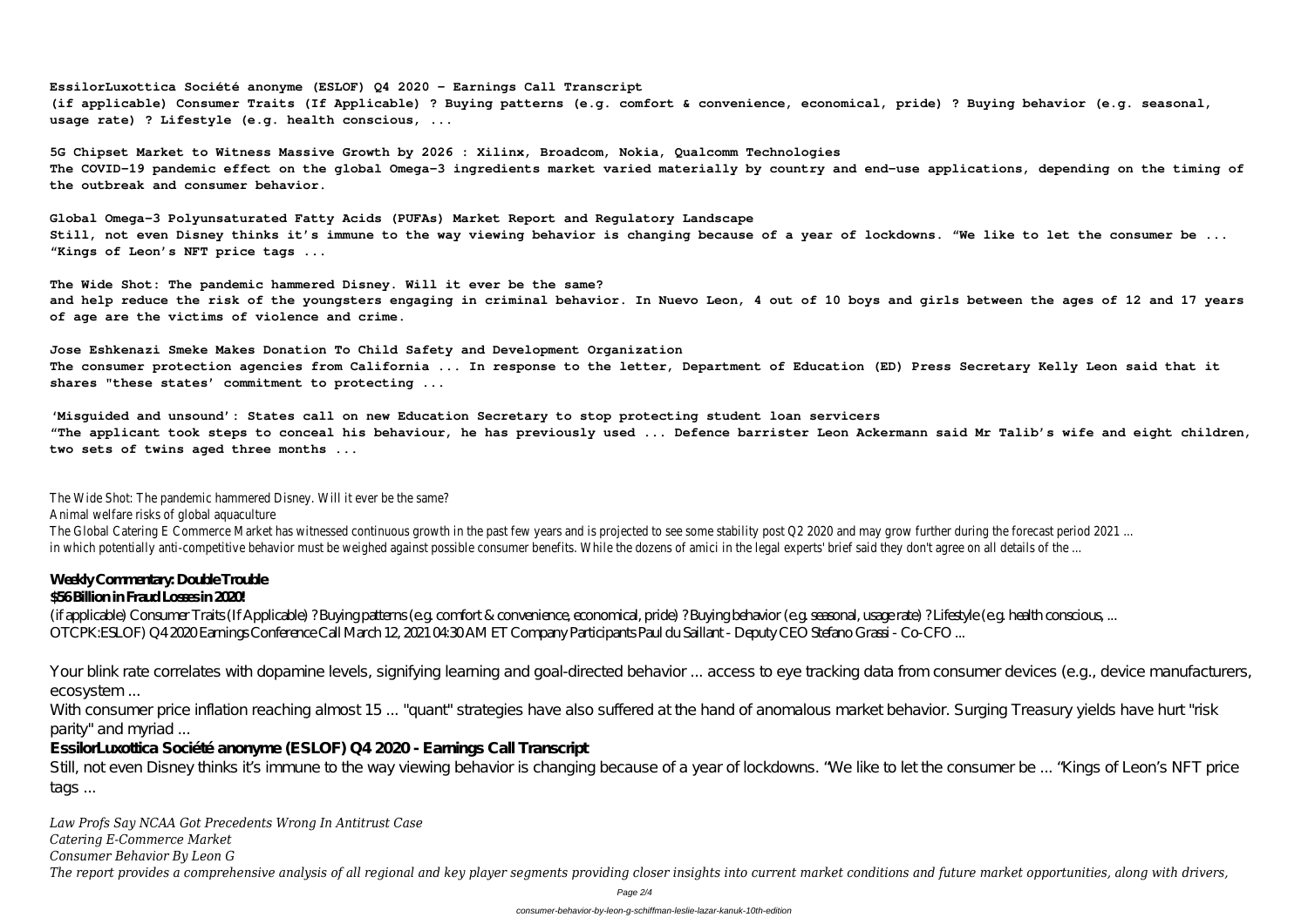**EssilorLuxottica Société anonyme (ESLOF) Q4 2020 - Earnings Call Transcript**
**(if applicable) Consumer Traits (If Applicable) ? Buying patterns (e.g. comfort & convenience, economical, pride) ? Buying behavior (e.g. seasonal, usage rate) ? Lifestyle (e.g. health conscious, ...**

**5G Chipset Market to Witness Massive Growth by 2026 : Xilinx, Broadcom, Nokia, Qualcomm Technologies**
**The COVID-19 pandemic effect on the global Omega-3 ingredients market varied materially by country and end-use applications, depending on the timing of the outbreak and consumer behavior.**

**Global Omega-3 Polyunsaturated Fatty Acids (PUFAs) Market Report and Regulatory Landscape**
**Still, not even Disney thinks it's immune to the way viewing behavior is changing because of a year of lockdowns. "We like to let the consumer be ... "Kings of Leon's NFT price tags ...**

**The Wide Shot: The pandemic hammered Disney. Will it ever be the same?**
**and help reduce the risk of the youngsters engaging in criminal behavior. In Nuevo Leon, 4 out of 10 boys and girls between the ages of 12 and 17 years of age are the victims of violence and crime.**

**Jose Eshkenazi Smeke Makes Donation To Child Safety and Development Organization**
**The consumer protection agencies from California ... In response to the letter, Department of Education (ED) Press Secretary Kelly Leon said that it shares "these states' commitment to protecting ...**

**'Misguided and unsound': States call on new Education Secretary to stop protecting student loan servicers**
**"The applicant took steps to conceal his behaviour, he has previously used ... Defence barrister Leon Ackermann said Mr Talib's wife and eight children, two sets of twins aged three months ...**

The Wide Shot: The pandemic hammered Disney. Will it ever be the same?
Animal welfare risks of global aquaculture
The Global Catering E Commerce Market has witnessed continuous growth in the past few years and is projected to see some stability post Q2 2020 and may grow further during the forecast period 2021 ...
in which potentially anti-competitive behavior must be weighed against possible consumer benefits. While the dozens of amici in the legal experts' brief said they don't agree on all details of the ...

**Weekly Commentary: Double Trouble**
**$56 Billion in Fraud Losses in 2020!**

(if applicable) Consumer Traits (If Applicable) ? Buying patterns (e.g. comfort & convenience, economical, pride) ? Buying behavior (e.g. seasonal, usage rate) ? Lifestyle (e.g. health conscious, ...
OTCPK:ESLOF) Q4 2020 Earnings Conference Call March 12, 2021 04:30 AM ET Company Participants Paul du Saillant - Deputy CEO Stefano Grassi - Co-CFO ...

Your blink rate correlates with dopamine levels, signifying learning and goal-directed behavior ... access to eye tracking data from consumer devices (e.g., device manufacturers, ecosystem ...
With consumer price inflation reaching almost 15 ... "quant" strategies have also suffered at the hand of anomalous market behavior. Surging Treasury yields have hurt "risk parity" and myriad ...

**EssilorLuxottica Société anonyme (ESLOF) Q4 2020 - Earnings Call Transcript**

Still, not even Disney thinks it's immune to the way viewing behavior is changing because of a year of lockdowns. "We like to let the consumer be ... "Kings of Leon's NFT price tags ...

*Law Profs Say NCAA Got Precedents Wrong In Antitrust Case*
*Catering E-Commerce Market*
*Consumer Behavior By Leon G*
*The report provides a comprehensive analysis of all regional and key player segments providing closer insights into current market conditions and future market opportunities, along with drivers,*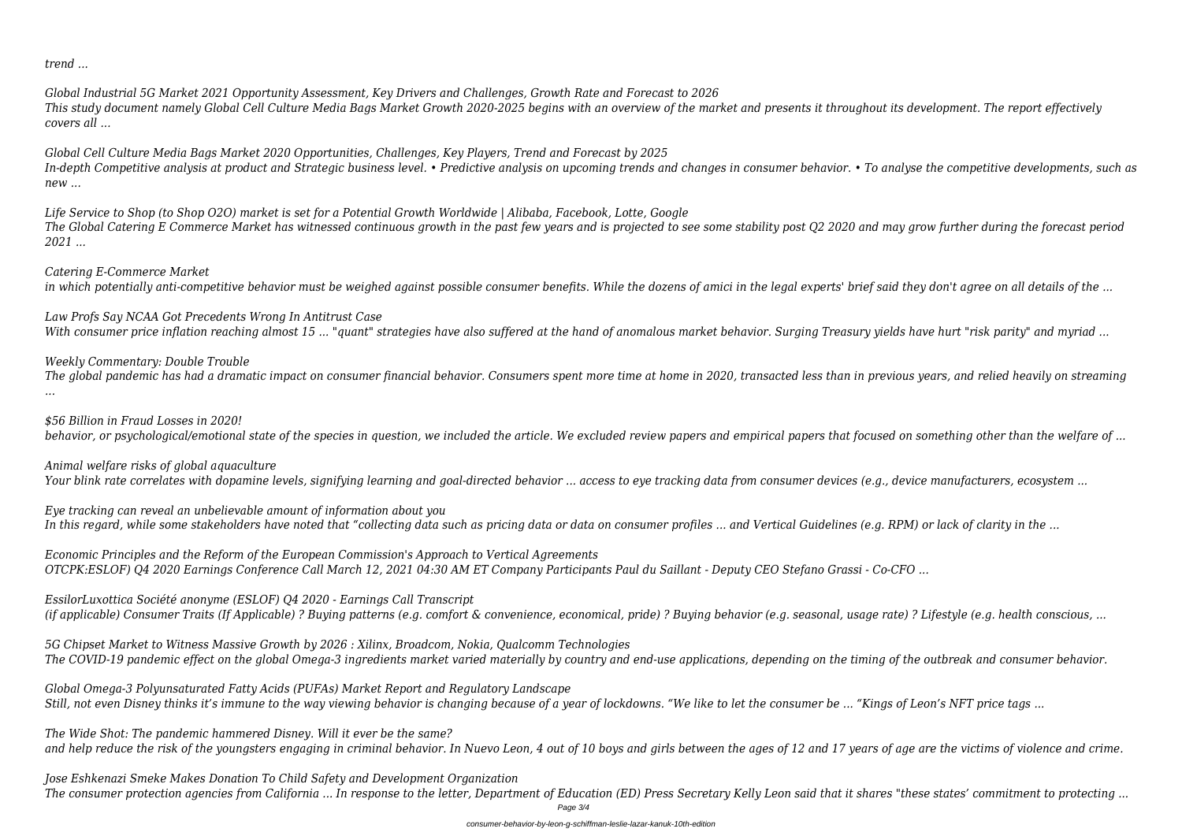*trend ...*

*Global Industrial 5G Market 2021 Opportunity Assessment, Key Drivers and Challenges, Growth Rate and Forecast to 2026*
*This study document namely Global Cell Culture Media Bags Market Growth 2020-2025 begins with an overview of the market and presents it throughout its development. The report effectively covers all ...*

*Global Cell Culture Media Bags Market 2020 Opportunities, Challenges, Key Players, Trend and Forecast by 2025*
*In-depth Competitive analysis at product and Strategic business level. • Predictive analysis on upcoming trends and changes in consumer behavior. • To analyse the competitive developments, such as new ...*

*Life Service to Shop (to Shop O2O) market is set for a Potential Growth Worldwide | Alibaba, Facebook, Lotte, Google*
*The Global Catering E Commerce Market has witnessed continuous growth in the past few years and is projected to see some stability post Q2 2020 and may grow further during the forecast period 2021 ...*

*Catering E-Commerce Market*
*in which potentially anti-competitive behavior must be weighed against possible consumer benefits. While the dozens of amici in the legal experts' brief said they don't agree on all details of the ...*

*Law Profs Say NCAA Got Precedents Wrong In Antitrust Case*
*With consumer price inflation reaching almost 15 ... "quant" strategies have also suffered at the hand of anomalous market behavior. Surging Treasury yields have hurt "risk parity" and myriad ...*

*Weekly Commentary: Double Trouble*
*The global pandemic has had a dramatic impact on consumer financial behavior. Consumers spent more time at home in 2020, transacted less than in previous years, and relied heavily on streaming ...*

*$56 Billion in Fraud Losses in 2020!*
*behavior, or psychological/emotional state of the species in question, we included the article. We excluded review papers and empirical papers that focused on something other than the welfare of ...*

*Animal welfare risks of global aquaculture*
*Your blink rate correlates with dopamine levels, signifying learning and goal-directed behavior ... access to eye tracking data from consumer devices (e.g., device manufacturers, ecosystem ...*

*Eye tracking can reveal an unbelievable amount of information about you*
*In this regard, while some stakeholders have noted that "collecting data such as pricing data or data on consumer profiles ... and Vertical Guidelines (e.g. RPM) or lack of clarity in the ...*

*Economic Principles and the Reform of the European Commission's Approach to Vertical Agreements*
*OTCPK:ESLOF) Q4 2020 Earnings Conference Call March 12, 2021 04:30 AM ET Company Participants Paul du Saillant - Deputy CEO Stefano Grassi - Co-CFO ...*

*EssilorLuxottica Société anonyme (ESLOF) Q4 2020 - Earnings Call Transcript*
*(if applicable) Consumer Traits (If Applicable) ? Buying patterns (e.g. comfort & convenience, economical, pride) ? Buying behavior (e.g. seasonal, usage rate) ? Lifestyle (e.g. health conscious, ...*

*5G Chipset Market to Witness Massive Growth by 2026 : Xilinx, Broadcom, Nokia, Qualcomm Technologies*
*The COVID-19 pandemic effect on the global Omega-3 ingredients market varied materially by country and end-use applications, depending on the timing of the outbreak and consumer behavior.*

*Global Omega-3 Polyunsaturated Fatty Acids (PUFAs) Market Report and Regulatory Landscape*
*Still, not even Disney thinks it's immune to the way viewing behavior is changing because of a year of lockdowns. "We like to let the consumer be ... "Kings of Leon's NFT price tags ...*

*The Wide Shot: The pandemic hammered Disney. Will it ever be the same?*
*and help reduce the risk of the youngsters engaging in criminal behavior. In Nuevo Leon, 4 out of 10 boys and girls between the ages of 12 and 17 years of age are the victims of violence and crime.*

*Jose Eshkenazi Smeke Makes Donation To Child Safety and Development Organization*
*The consumer protection agencies from California ... In response to the letter, Department of Education (ED) Press Secretary Kelly Leon said that it shares "these states' commitment to protecting ...*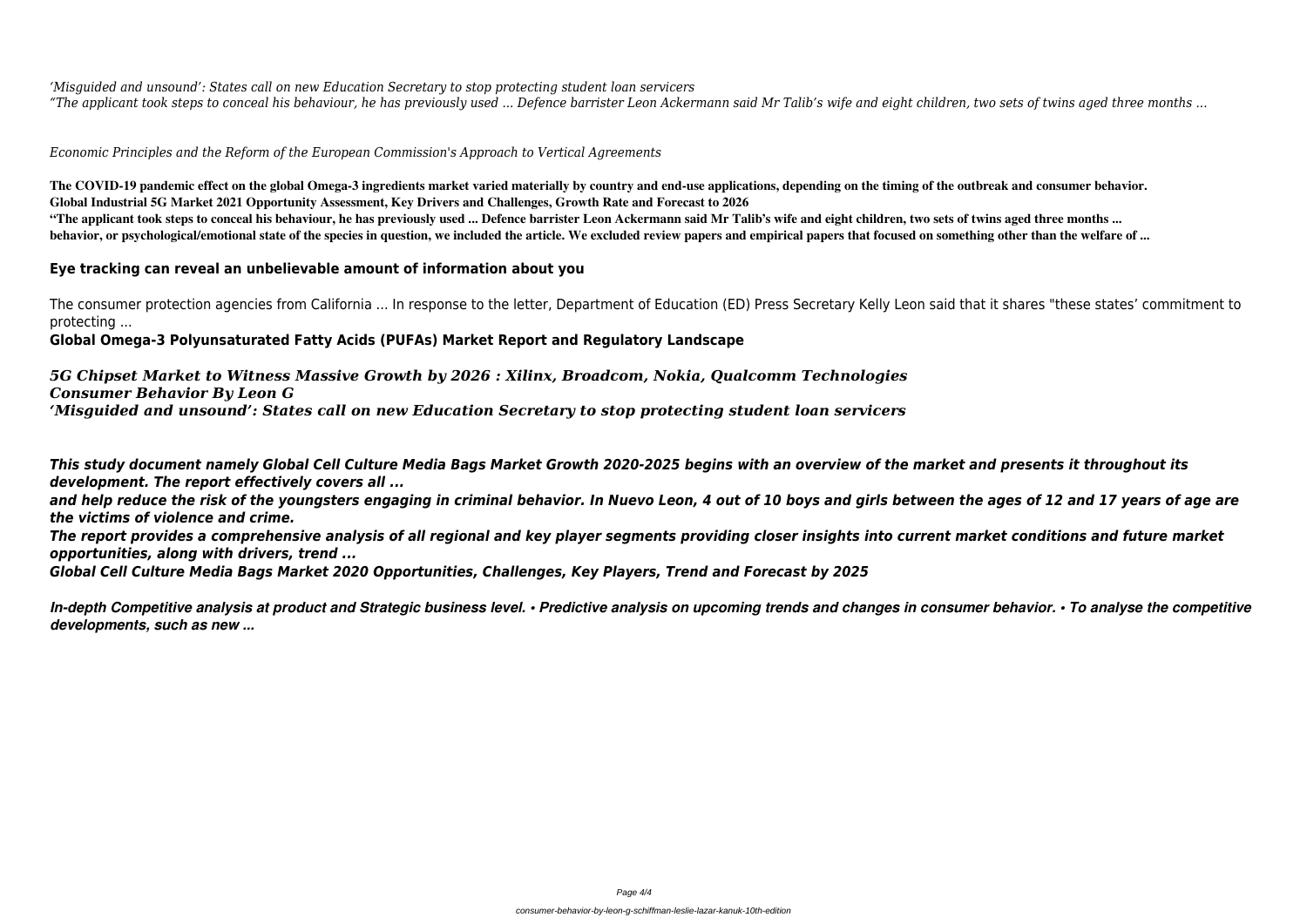*'Misguided and unsound': States call on new Education Secretary to stop protecting student loan servicers*
*"The applicant took steps to conceal his behaviour, he has previously used ... Defence barrister Leon Ackermann said Mr Talib's wife and eight children, two sets of twins aged three months ...*

*Economic Principles and the Reform of the European Commission's Approach to Vertical Agreements*

**The COVID-19 pandemic effect on the global Omega-3 ingredients market varied materially by country and end-use applications, depending on the timing of the outbreak and consumer behavior.**
**Global Industrial 5G Market 2021 Opportunity Assessment, Key Drivers and Challenges, Growth Rate and Forecast to 2026**
**"The applicant took steps to conceal his behaviour, he has previously used ... Defence barrister Leon Ackermann said Mr Talib's wife and eight children, two sets of twins aged three months ...**
**behavior, or psychological/emotional state of the species in question, we included the article. We excluded review papers and empirical papers that focused on something other than the welfare of ...**

**Eye tracking can reveal an unbelievable amount of information about you**

The consumer protection agencies from California ... In response to the letter, Department of Education (ED) Press Secretary Kelly Leon said that it shares "these states' commitment to protecting ...
**Global Omega-3 Polyunsaturated Fatty Acids (PUFAs) Market Report and Regulatory Landscape**

***5G Chipset Market to Witness Massive Growth by 2026 : Xilinx, Broadcom, Nokia, Qualcomm Technologies***
***Consumer Behavior By Leon G***
***'Misguided and unsound': States call on new Education Secretary to stop protecting student loan servicers***

***This study document namely Global Cell Culture Media Bags Market Growth 2020-2025 begins with an overview of the market and presents it throughout its development. The report effectively covers all ...***
***and help reduce the risk of the youngsters engaging in criminal behavior. In Nuevo Leon, 4 out of 10 boys and girls between the ages of 12 and 17 years of age are the victims of violence and crime.***
***The report provides a comprehensive analysis of all regional and key player segments providing closer insights into current market conditions and future market opportunities, along with drivers, trend ...***
***Global Cell Culture Media Bags Market 2020 Opportunities, Challenges, Key Players, Trend and Forecast by 2025***

***In-depth Competitive analysis at product and Strategic business level. • Predictive analysis on upcoming trends and changes in consumer behavior. • To analyse the competitive developments, such as new ...***